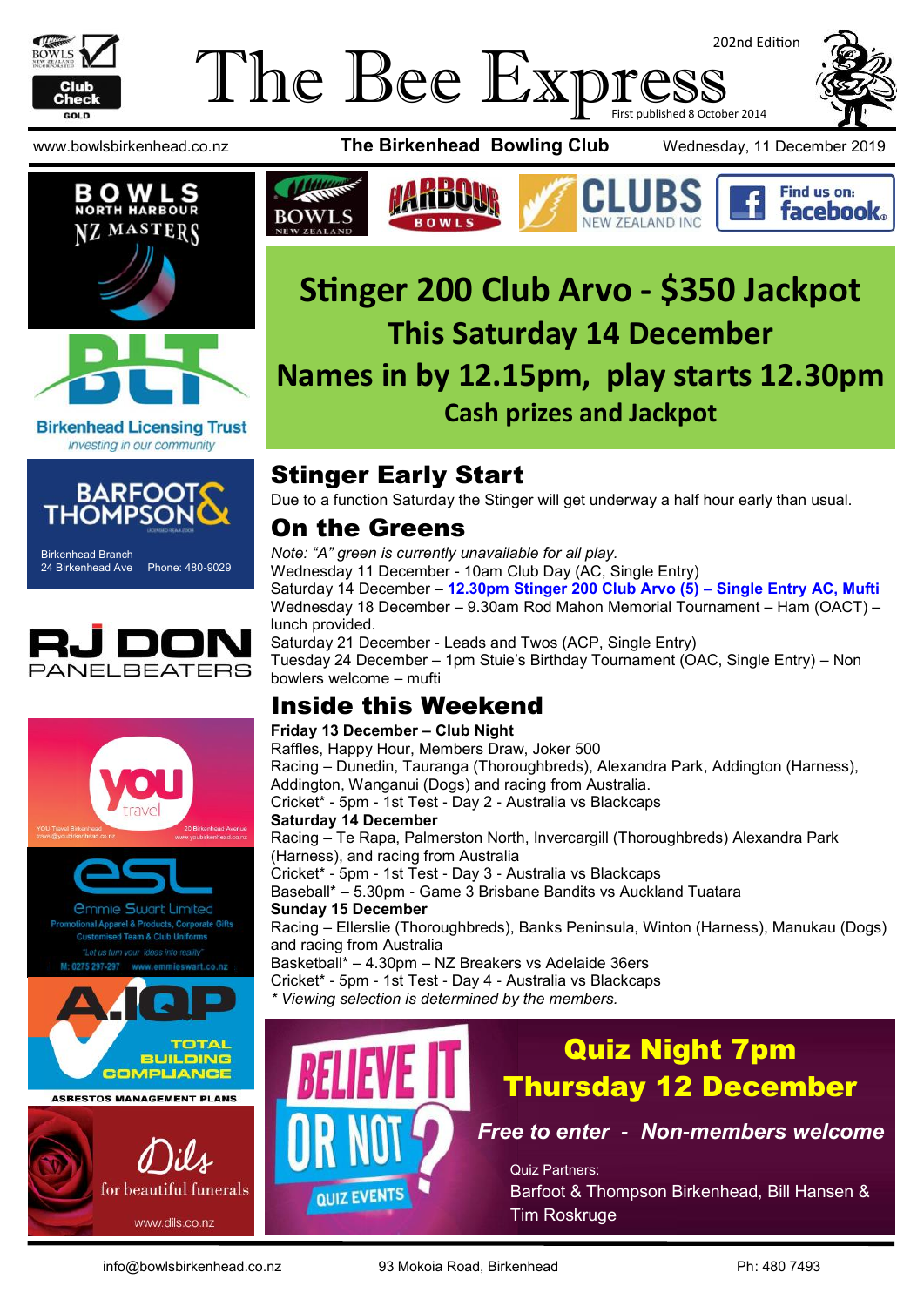# The Bee Express

202nd Edition

First published 8 October 2014

www.bowlsbirkenhead.co.nz **The Birkenhead Bowling Club** Wednesday, 11 December 2019

## Stinger 200 Club Arvo - $350 Jackpot

### This Saturday 14 December

### Names in by 12.15pm, play starts 12.30pm

**Cash prizes and Jackpot**

## Stinger Early Start

Due to a function Saturday the Stinger will get underway a half hour early than usual.

## On the Greens

*Note: "A" green is currently unavailable for all play.*

Wednesday 11 December - 10am Club Day (AC, Single Entry)

Saturday 14 December – **12.30pm Stinger 200 Club Arvo (5) – Single Entry AC, Mufti**

Wednesday 18 December – 9.30am Rod Mahon Memorial Tournament – Ham (OACT) – lunch provided.

Saturday 21 December - Leads and Twos (ACP, Single Entry)

Tuesday 24 December – 1pm Stuie's Birthday Tournament (OAC, Single Entry) – Non bowlers welcome – mufti

## Inside this Weekend

**Friday 13 December – Club Night**

Raffles, Happy Hour, Members Draw, Joker 500

Racing – Dunedin, Tauranga (Thoroughbreds), Alexandra Park, Addington (Harness), Addington, Wanganui (Dogs) and racing from Australia.

Cricket* - 5pm - 1st Test - Day 2 - Australia vs Blackcaps

**Saturday 14 December**

Racing – Te Rapa, Palmerston North, Invercargill (Thoroughbreds) Alexandra Park (Harness), and racing from Australia

Cricket* - 5pm - 1st Test - Day 3 - Australia vs Blackcaps

Baseball* – 5.30pm - Game 3 Brisbane Bandits vs Auckland Tuatara

**Sunday 15 December**

Racing – Ellerslie (Thoroughbreds), Banks Peninsula, Winton (Harness), Manukau (Dogs) and racing from Australia

Basketball* – 4.30pm – NZ Breakers vs Adelaide 36ers

Cricket* - 5pm - 1st Test - Day 4 - Australia vs Blackcaps

*\* Viewing selection is determined by the members.*

## Quiz Night 7pm
## Thursday 12 December

***Free to enter - Non-members welcome***

Quiz Partners:
Barfoot & Thompson Birkenhead, Bill Hansen & Tim Roskruge

Believe It or Not? Quiz Events

Bowls North Harbour NZ Masters

Birkenhead Licensing Trust – Investing in our community

Barfoot & Thompson – Birkenhead Branch, 24 Birkenhead Ave, Phone: 480-9029

RJ Don Panelbeaters

You Travel Birkenhead – travel@youbirkenhead.co.nz – 20 Birkenhead Avenue – www.youbirkenhead.co.nz

Emmie Swart Limited – Promotional Apparel & Products, Corporate Gifts, Customised Team & Club Uniforms – "Let us turn your ideas into reality" – M: 0275 297-297 – www.emmieswart.co.nz

A.IQP – Total Building Compliance – Asbestos Management Plans

Dils – for beautiful funerals – www.dils.co.nz

info@bowlsbirkenhead.co.nz 93 Mokoia Road, Birkenhead Ph: 480 7493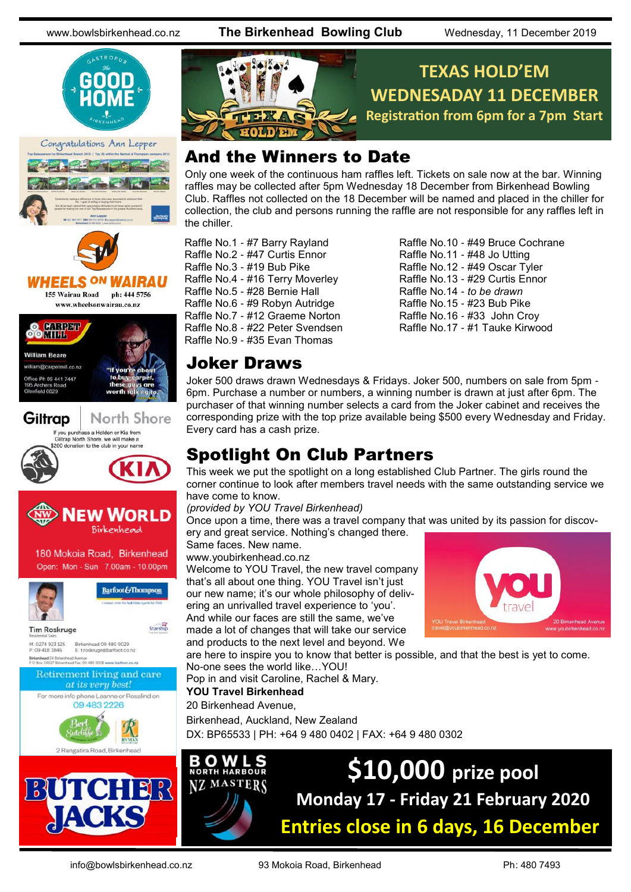# TEXAS HOLD'EM WEDNESAY 11 DECEMBER

**Registration from 6pm for a 7pm Start**

## And the Winners to Date

Only one week of the continuous ham raffles left. Tickets on sale now at the bar. Winning raffles may be collected after 5pm Wednesday 18 December from Birkenhead Bowling Club. Raffles not collected on the 18 December will be named and placed in the chiller for collection, the club and persons running the raffle are not responsible for any raffles left in the chiller.

Raffle No.1 - #7 Barry Rayland
Raffle No.2 - #47 Curtis Ennor
Raffle No.3 - #19 Bub Pike
Raffle No.4 - #16 Terry Moverley
Raffle No.5 - #28 Bernie Hall
Raffle No.6 - #9 Robyn Autridge
Raffle No.7 - #12 Graeme Norton
Raffle No.8 - #22 Peter Svendsen
Raffle No.9 - #35 Evan Thomas
Raffle No.10 - #49 Bruce Cochrane
Raffle No.11 - #48 Jo Utting
Raffle No.12 - #49 Oscar Tyler
Raffle No.13 - #29 Curtis Ennor
Raffle No.14 - *to be drawn*
Raffle No.15 - #23 Bub Pike
Raffle No.16 - #33 John Croy
Raffle No.17 - #1 Tauke Kirwood

## Joker Draws

Joker 500 draws drawn Wednesdays & Fridays. Joker 500, numbers on sale from 5pm - 6pm. Purchase a number or numbers, a winning number is drawn at just after 6pm. The purchaser of that winning number selects a card from the Joker cabinet and receives the corresponding prize with the top prize available being $500 every Wednesday and Friday. Every card has a cash prize.

## Spotlight On Club Partners

This week we put the spotlight on a long established Club Partner. The girls round the corner continue to look after members travel needs with the same outstanding service we have come to know.

*(provided by YOU Travel Birkenhead)*

Once upon a time, there was a travel company that was united by its passion for discovery and great service. Nothing's changed there.

Same faces. New name.

www.youbirkenhead.co.nz

Welcome to YOU Travel, the new travel company that's all about one thing. YOU Travel isn't just our new name; it's our whole philosophy of delivering an unrivalled travel experience to 'you'. And while our faces are still the same, we've made a lot of changes that will take our service and products to the next level and beyond. We are here to inspire you to know that better is possible, and that the best is yet to come. No-one sees the world like…YOU!

Pop in and visit Caroline, Rachel & Mary.

**YOU Travel Birkenhead**
20 Birkenhead Avenue,
Birkenhead, Auckland, New Zealand
DX: BP65533 | PH: +64 9 480 0402 | FAX: +64 9 480 0302

YOU travel
YOU Travel Birkenhead travel@youbirkenhead.co.nz
20 Birkenhead Avenue www.youbirkenhead.co.nz

BOWLS NORTH HARBOUR NZ MASTERS

# $10,000 prize pool

**Monday 17 - Friday 21 February 2020**

**Entries close in 6 days, 16 December**

GASTROPUB The GOOD HOME BIRKENHEAD

Congratulations Ann Lepper

WHEELS ON WAIRAU
155 Wairau Road ph: 444 5756
www.wheelsonwairau.co.nz

CARPET MILL
William Beare
william@carpetmill.co.nz
Office Ph 09 441 7447
195 Archers Road
Glenfield 0629
"If you're about to buy carpet, these guys are worth talking to"

Giltrap North Shore
If you purchase a Holden or Kia from Giltrap North Shore, we will make a $200 donation to the club in your name
KIA

NEW WORLD Birkenhead
180 Mokoia Road, Birkenhead
Open: Mon - Sun 7.00am - 10.00pm

Barfoot&Thompson
Tim Roskruge
Residential Sales
M: 0274 923 125 Birkenhead 09 480 9029
P: 09 418 3846 E: troskruge@barfoot.co.nz

Retirement living and care *at its very best!*
For more info phone Leanne or Rosalind on 09 483 2226
Bert Sutcliffe RYMAN
2 Rangatira Road, Birkenhead

BUTCHER JACKS